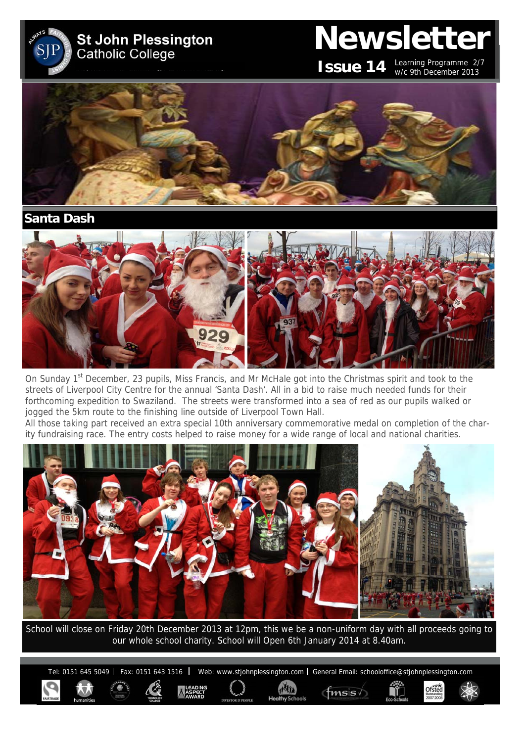# St John Plessington Catholic College

# Newsletter

**Issue 14** Learning Programme 2/7 w/c 9th December 2013

## Santa Dash

On Sunday 1st December, 23 pupils, Miss Francis, and Mr McHale got into the Christmas spirit and took to the streets of Liverpool City Centre for the annual 'Santa Dash'. All in a bid to raise much needed funds for their forthcoming expedition to Swaziland. The streets were transformed into a sea of red as our pupils walked or jogged the 5km route to the finishing line outside of Liverpool Town Hall.

All those taking part received an extra special 10th anniversary commemorative medal on completion of the charity fundraising race. The entry costs helped to raise money for a wide range of local and national charities.

School will close on Friday 20th December 2013 at 12pm, this we be a non-uniform day with all proceeds going to our whole school charity. School will Open 6th January 2014 at 8.40am.

Tel: 0151 645 5049 | Fax: 0151 643 1516 | Web: www.stjohnplessington.com | General Email: schooloffice@stjohnplessington.com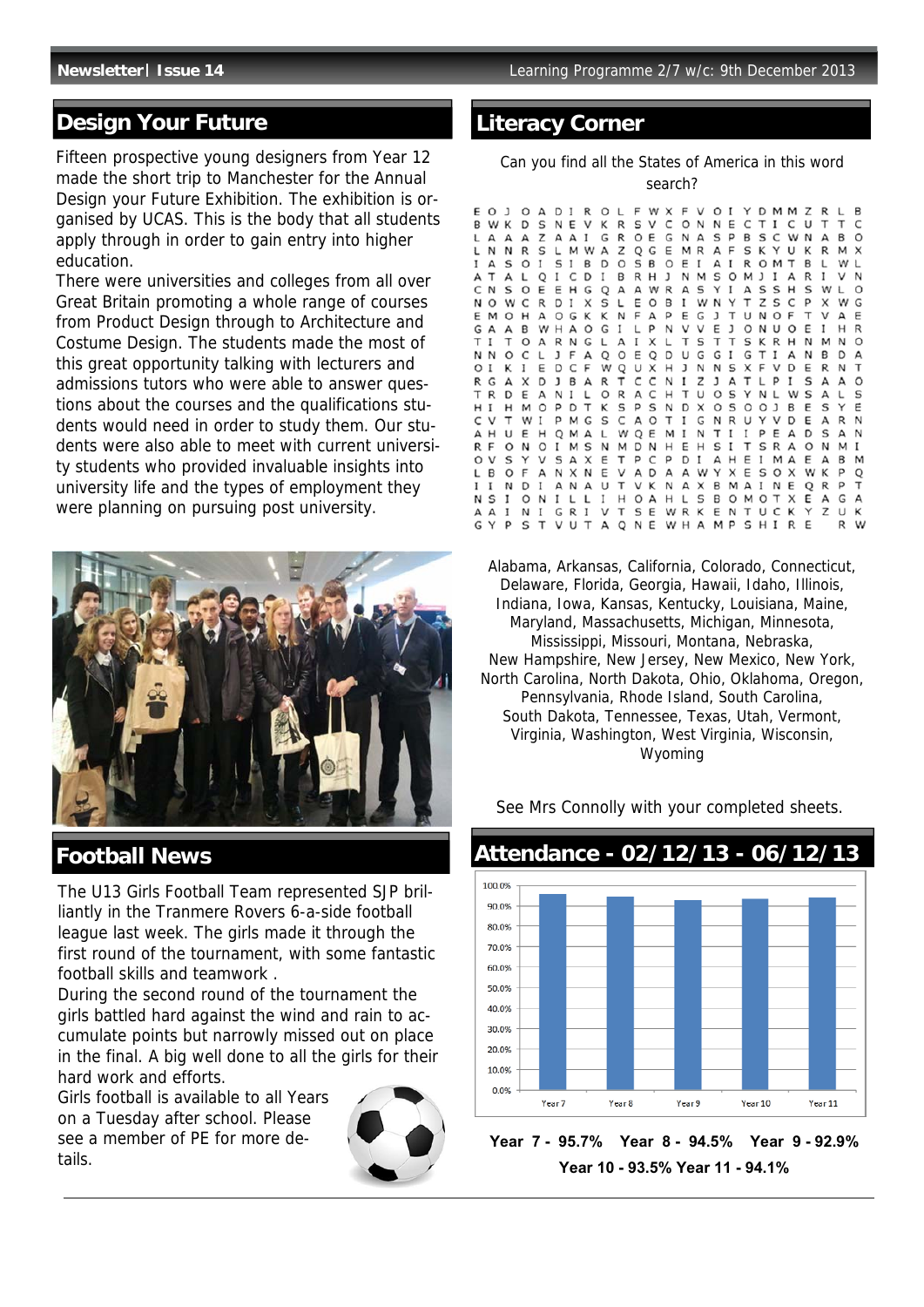## Design Your Future

Fifteen prospective young designers from Year 12 made the short trip to Manchester for the Annual Design your Future Exhibition. The exhibition is organised by UCAS. This is the body that all students apply through in order to gain entry into higher education.

There were universities and colleges from all over Great Britain promoting a whole range of courses from Product Design through to Architecture and Costume Design. The students made the most of this great opportunity talking with lecturers and admissions tutors who were able to answer questions about the courses and the qualifications students would need in order to study them. Our students were also able to meet with current university students who provided invaluable insights into university life and the types of employment they were planning on pursuing post university.

## Football News

The U13 Girls Football Team represented SJP brilliantly in the Tranmere Rovers 6-a-side football league last week. The girls made it through the first round of the tournament, with some fantastic football skills and teamwork .

During the second round of the tournament the girls battled hard against the wind and rain to accumulate points but narrowly missed out on place in the final. A big well done to all the girls for their hard work and efforts.

Girls football is available to all Years on a Tuesday after school. Please see a member of PE for more details.

## Literacy Corner

Can you find all the States of America in this word search?

```
E O J O A D I R O L F W X F V O I Y D M M Z R L B
B W K D S N E V K R S V C O N N E C T I C U T T C
L A A A Z A A I G R O E G N A S P B S C W N A B O
L N N R S L M W A Z Q G E M R A F S K Y U K R M X
I A S O I S I B D O S B O E I A I R O M T B L W L
A T A L Q I C D I B R H J N M S O M J I A R I V N
C N S O E E H G Q A A W R A S Y I A S S H S W L O
N O W C R D I X S L E O B I W N Y T Z S C P X W G
E M O H A O G K K N F A P E G J T U N O F T V A E
G A A B W H A O G I L P N V V E J O N U O E I H R
T I T O A R N G L A I X L T S T T S K R H N M N O
N N O C L J F A Q O E Q D U G G I G T I A N B D A
O I K I E D C F W Q U X H J N N S X F V D E R N T
R G A X D J B A R T C C N I Z J A T L P I S A A O
T R D E A N I L O R A C H T U O S Y N L W S A L S
H I H M O P D T K S P S N D X O S O O J B E S Y E
C V T W I P M G S C A O T I G N R U Y V D E A R N
A H U E H Q M A L W Q E M I N T I I P E A D S A N
R F O N O I M S N M D N H E H S I T S R A O N M I
O V S Y V S A X E T P C P D I A H E I M A E A B M
L B O F A N X N E V A D A A W Y X E S O X W K P Q
I I N D I A N A U T V K N A X B M A I N E Q R P T
N S I O N I L L I H O A H L S B O M O T X E A G A
A A I N I G R I V T S E W R K E N T U C K Y Z U K
G Y P S T V U T A Q N E W H A M P S H I R E   R W
```

Alabama, Arkansas, California, Colorado, Connecticut, Delaware, Florida, Georgia, Hawaii, Idaho, Illinois, Indiana, Iowa, Kansas, Kentucky, Louisiana, Maine, Maryland, Massachusetts, Michigan, Minnesota, Mississippi, Missouri, Montana, Nebraska, New Hampshire, New Jersey, New Mexico, New York, North Carolina, North Dakota, Ohio, Oklahoma, Oregon, Pennsylvania, Rhode Island, South Carolina, South Dakota, Tennessee, Texas, Utah, Vermont, Virginia, Washington, West Virginia, Wisconsin, Wyoming

See Mrs Connolly with your completed sheets.

## Attendance - 02/12/13 - 06/12/13

**Year 7 - 95.7% Year 8 - 94.5% Year 9 - 92.9%**

**Year 10 - 93.5% Year 11 - 94.1%**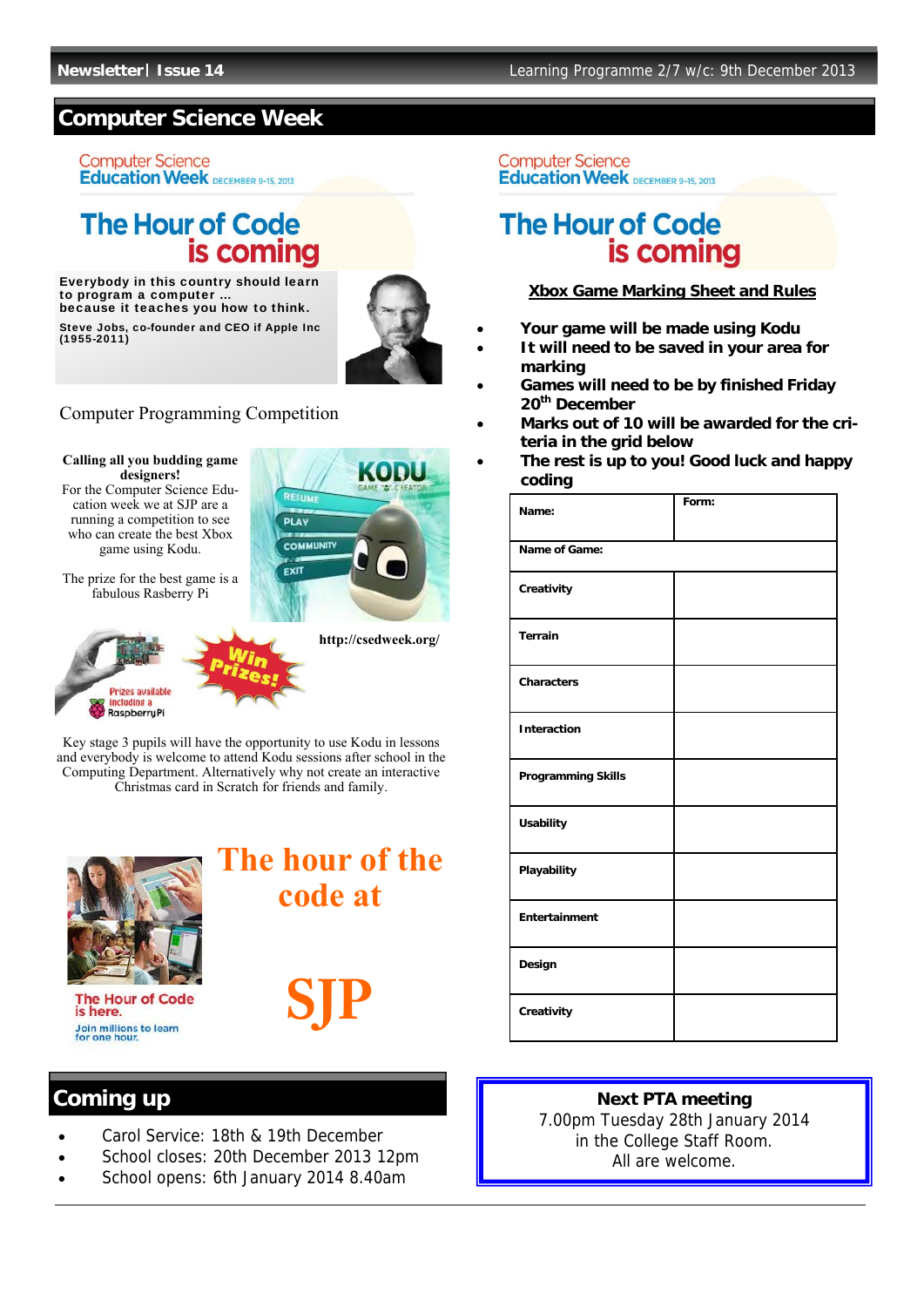## Computer Science Week

Computer Science **Education Week** DECEMBER 9-15, 2013

# The Hour of Code is coming

**Everybody in this country should learn to program a computer … because it teaches you how to think.**

**Steve Jobs, co-founder and CEO if Apple Inc (1955-2011)**

Computer Programming Competition

**Calling all you budding game designers!**
For the Computer Science Education week we at SJP are a running a competition to see who can create the best Xbox game using Kodu.

The prize for the best game is a fabulous Rasberry Pi

Prizes available including a RaspberryPi

Win Prizes!

**http://csedweek.org/**

Key stage 3 pupils will have the opportunity to use Kodu in lessons and everybody is welcome to attend Kodu sessions after school in the Computing Department. Alternatively why not create an interactive Christmas card in Scratch for friends and family.

The Hour of Code is here.
Join millions to learn for one hour.

# The hour of the code at

# SJP

Computer Science **Education Week** DECEMBER 9-15, 2013

# The Hour of Code is coming

**Xbox Game Marking Sheet and Rules**

- **Your game will be made using Kodu**
- **It will need to be saved in your area for marking**
- **Games will need to be by finished Friday 20th December**
- **Marks out of 10 will be awarded for the criteria in the grid below**
- **The rest is up to you! Good luck and happy coding**

| Name: | Form: |
|---|---|
| Name of Game: | |
| Creativity | |
| Terrain | |
| Characters | |
| Interaction | |
| Programming Skills | |
| Usability | |
| Playability | |
| Entertainment | |
| Design | |
| Creativity | |

## Coming up

- Carol Service: 18th & 19th December
- School closes: 20th December 2013 12pm
- School opens: 6th January 2014 8.40am

**Next PTA meeting**
7.00pm Tuesday 28th January 2014
in the College Staff Room.
All are welcome.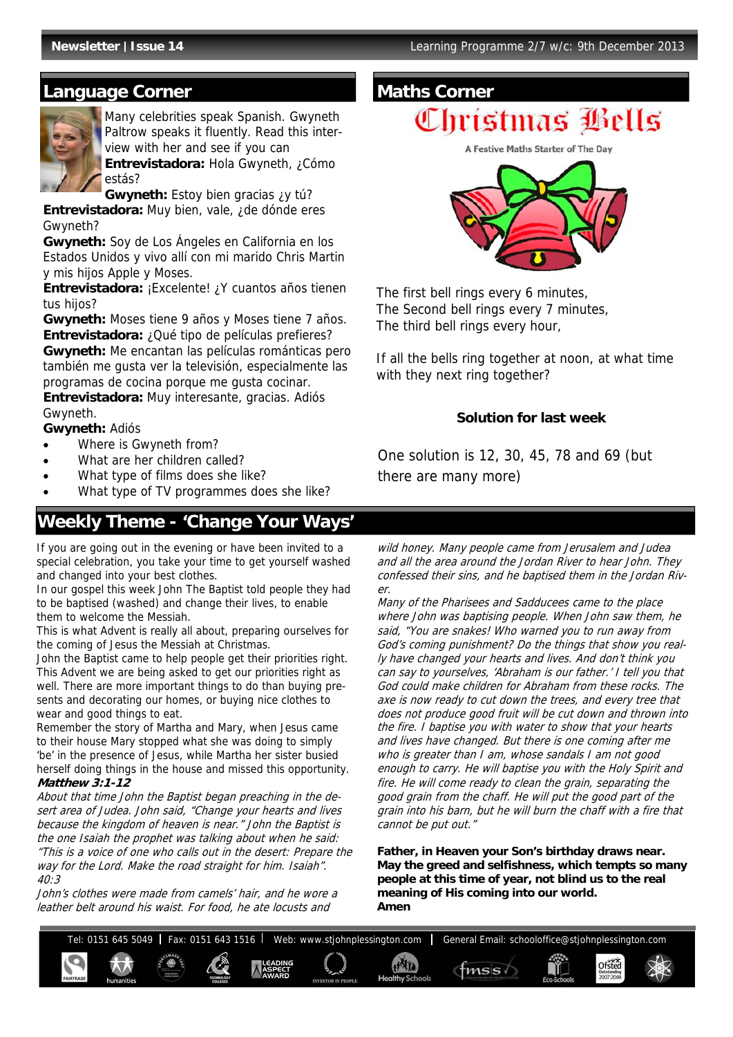**Newsletter | Issue 14** Learning Programme 2/7 w/c: 9th December 2013

## Language Corner

Many celebrities speak Spanish. Gwyneth Paltrow speaks it fluently. Read this interview with her and see if you can

**Entrevistadora:** Hola Gwyneth, ¿Cómo estás?

**Gwyneth:** Estoy bien gracias ¿y tú?

**Entrevistadora:** Muy bien, vale, ¿de dónde eres Gwyneth?

**Gwyneth:** Soy de Los Ángeles en California en los Estados Unidos y vivo allí con mi marido Chris Martin y mis hijos Apple y Moses.

**Entrevistadora:** ¡Excelente! ¿Y cuantos años tienen tus hijos?

**Gwyneth:** Moses tiene 9 años y Moses tiene 7 años.

**Entrevistadora:** ¿Qué tipo de películas prefieres?

**Gwyneth:** Me encantan las películas románticas pero también me gusta ver la televisión, especialmente las programas de cocina porque me gusta cocinar.

**Entrevistadora:** Muy interesante, gracias. Adiós Gwyneth.

**Gwyneth:** Adiós

- Where is Gwyneth from?
- What are her children called?
- What type of films does she like?
- What type of TV programmes does she like?

## Maths Corner

# Christmas Bells

A Festive Maths Starter of The Day

The first bell rings every 6 minutes,
The Second bell rings every 7 minutes,
The third bell rings every hour,

If all the bells ring together at noon, at what time with they next ring together?

**Solution for last week**

One solution is 12, 30, 45, 78 and 69 (but there are many more)

## Weekly Theme - 'Change Your Ways'

If you are going out in the evening or have been invited to a special celebration, you take your time to get yourself washed and changed into your best clothes.

In our gospel this week John The Baptist told people they had to be baptised (washed) and change their lives, to enable them to welcome the Messiah.

This is what Advent is really all about, preparing ourselves for the coming of Jesus the Messiah at Christmas.

John the Baptist came to help people get their priorities right. This Advent we are being asked to get our priorities right as well. There are more important things to do than buying presents and decorating our homes, or buying nice clothes to wear and good things to eat.

Remember the story of Martha and Mary, when Jesus came to their house Mary stopped what she was doing to simply 'be' in the presence of Jesus, while Martha her sister busied herself doing things in the house and missed this opportunity.

***Matthew 3:1-12***

*About that time John the Baptist began preaching in the desert area of Judea. John said, "Change your hearts and lives because the kingdom of heaven is near." John the Baptist is the one Isaiah the prophet was talking about when he said: "This is a voice of one who calls out in the desert: Prepare the way for the Lord. Make the road straight for him. Isaiah". 40:3*

*John's clothes were made from camels' hair, and he wore a leather belt around his waist. For food, he ate locusts and wild honey. Many people came from Jerusalem and Judea and all the area around the Jordan River to hear John. They confessed their sins, and he baptised them in the Jordan River.*

*Many of the Pharisees and Sadducees came to the place where John was baptising people. When John saw them, he said, "You are snakes! Who warned you to run away from God's coming punishment? Do the things that show you really have changed your hearts and lives. And don't think you can say to yourselves, 'Abraham is our father.' I tell you that God could make children for Abraham from these rocks. The axe is now ready to cut down the trees, and every tree that does not produce good fruit will be cut down and thrown into the fire. I baptise you with water to show that your hearts and lives have changed. But there is one coming after me who is greater than I am, whose sandals I am not good enough to carry. He will baptise you with the Holy Spirit and fire. He will come ready to clean the grain, separating the good grain from the chaff. He will put the good part of the grain into his barn, but he will burn the chaff with a fire that cannot be put out."*

**Father, in Heaven your Son's birthday draws near. May the greed and selfishness, which tempts so many people at this time of year, not blind us to the real meaning of His coming into our world.**
**Amen**

Tel: 0151 645 5049 | Fax: 0151 643 1516 | Web: www.stjohnplessington.com | General Email: schooloffice@stjohnplessington.com